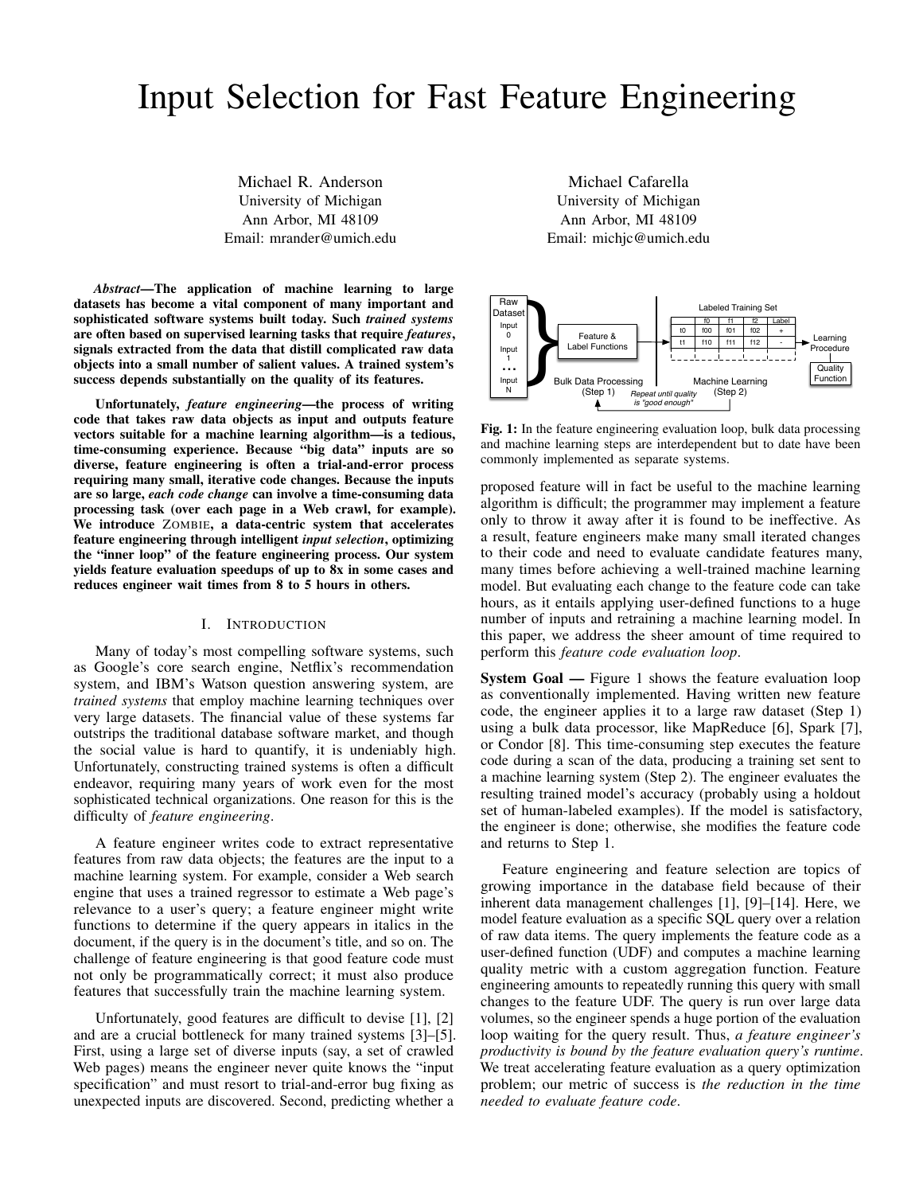# Input Selection for Fast Feature Engineering

Michael R. Anderson
University of Michigan
Ann Arbor, MI 48109
Email: mrander@umich.edu

Michael Cafarella
University of Michigan
Ann Arbor, MI 48109
Email: michjc@umich.edu

***Abstract*—The application of machine learning to large datasets has become a vital component of many important and sophisticated software systems built today. Such *trained systems* are often based on supervised learning tasks that require *features*, signals extracted from the data that distill complicated raw data objects into a small number of salient values. A trained system's success depends substantially on the quality of its features.**

**Unfortunately, *feature engineering*—the process of writing code that takes raw data objects as input and outputs feature vectors suitable for a machine learning algorithm—is a tedious, time-consuming experience. Because "big data" inputs are so diverse, feature engineering is often a trial-and-error process requiring many small, iterative code changes. Because the inputs are so large, *each code change* can involve a time-consuming data processing task (over each page in a Web crawl, for example). We introduce ZOMBIE, a data-centric system that accelerates feature engineering through intelligent *input selection*, optimizing the "inner loop" of the feature engineering process. Our system yields feature evaluation speedups of up to 8x in some cases and reduces engineer wait times from 8 to 5 hours in others.**

## I. INTRODUCTION

Many of today's most compelling software systems, such as Google's core search engine, Netflix's recommendation system, and IBM's Watson question answering system, are *trained systems* that employ machine learning techniques over very large datasets. The financial value of these systems far outstrips the traditional database software market, and though the social value is hard to quantify, it is undeniably high. Unfortunately, constructing trained systems is often a difficult endeavor, requiring many years of work even for the most sophisticated technical organizations. One reason for this is the difficulty of *feature engineering*.

A feature engineer writes code to extract representative features from raw data objects; the features are the input to a machine learning system. For example, consider a Web search engine that uses a trained regressor to estimate a Web page's relevance to a user's query; a feature engineer might write functions to determine if the query appears in italics in the document, if the query is in the document's title, and so on. The challenge of feature engineering is that good feature code must not only be programmatically correct; it must also produce features that successfully train the machine learning system.

Unfortunately, good features are difficult to devise [1], [2] and are a crucial bottleneck for many trained systems [3]–[5]. First, using a large set of diverse inputs (say, a set of crawled Web pages) means the engineer never quite knows the "input specification" and must resort to trial-and-error bug fixing as unexpected inputs are discovered. Second, predicting whether a proposed feature will in fact be useful to the machine learning algorithm is difficult; the programmer may implement a feature only to throw it away after it is found to be ineffective. As a result, feature engineers make many small iterated changes to their code and need to evaluate candidate features many, many times before achieving a well-trained machine learning model. But evaluating each change to the feature code can take hours, as it entails applying user-defined functions to a huge number of inputs and retraining a machine learning model. In this paper, we address the sheer amount of time required to perform this *feature code evaluation loop*.

**Fig. 1:** In the feature engineering evaluation loop, bulk data processing and machine learning steps are interdependent but to date have been commonly implemented as separate systems.

**System Goal —** Figure 1 shows the feature evaluation loop as conventionally implemented. Having written new feature code, the engineer applies it to a large raw dataset (Step 1) using a bulk data processor, like MapReduce [6], Spark [7], or Condor [8]. This time-consuming step executes the feature code during a scan of the data, producing a training set sent to a machine learning system (Step 2). The engineer evaluates the resulting trained model's accuracy (probably using a holdout set of human-labeled examples). If the model is satisfactory, the engineer is done; otherwise, she modifies the feature code and returns to Step 1.

Feature engineering and feature selection are topics of growing importance in the database field because of their inherent data management challenges [1], [9]–[14]. Here, we model feature evaluation as a specific SQL query over a relation of raw data items. The query implements the feature code as a user-defined function (UDF) and computes a machine learning quality metric with a custom aggregation function. Feature engineering amounts to repeatedly running this query with small changes to the feature UDF. The query is run over large data volumes, so the engineer spends a huge portion of the evaluation loop waiting for the query result. Thus, *a feature engineer's productivity is bound by the feature evaluation query's runtime*. We treat accelerating feature evaluation as a query optimization problem; our metric of success is *the reduction in the time needed to evaluate feature code*.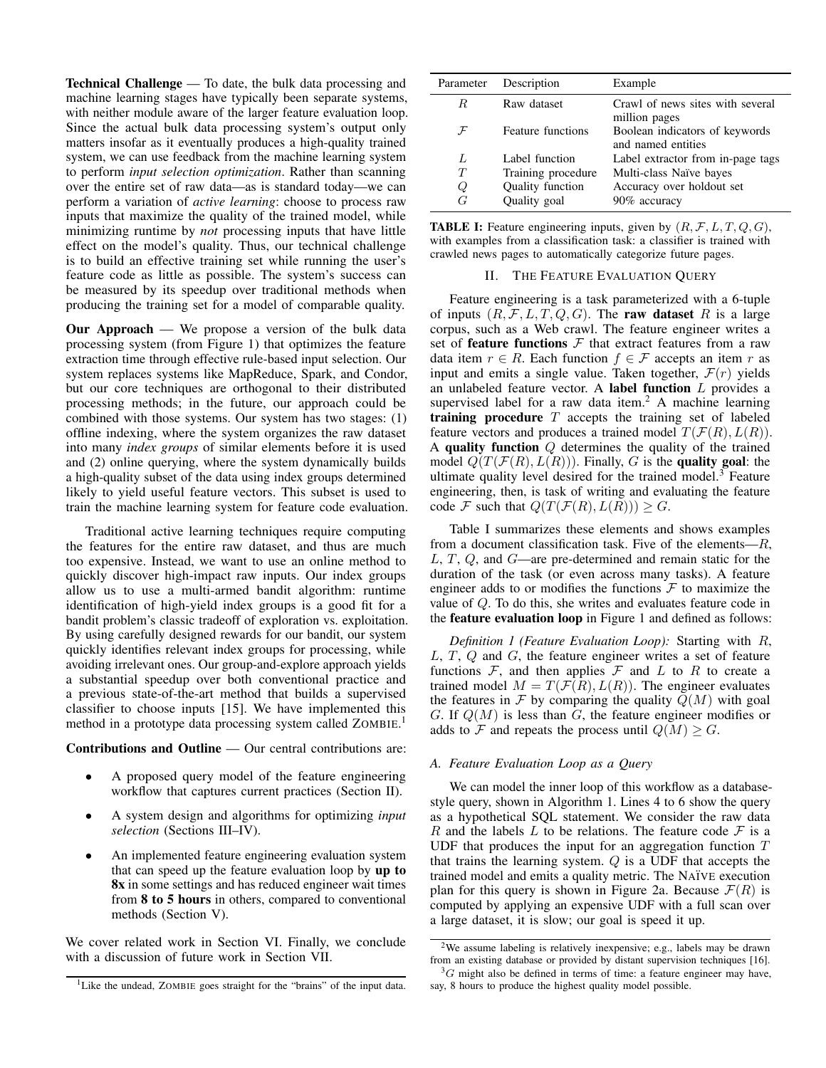**Technical Challenge** — To date, the bulk data processing and machine learning stages have typically been separate systems, with neither module aware of the larger feature evaluation loop. Since the actual bulk data processing system's output only matters insofar as it eventually produces a high-quality trained system, we can use feedback from the machine learning system to perform *input selection optimization*. Rather than scanning over the entire set of raw data—as is standard today—we can perform a variation of *active learning*: choose to process raw inputs that maximize the quality of the trained model, while minimizing runtime by *not* processing inputs that have little effect on the model's quality. Thus, our technical challenge is to build an effective training set while running the user's feature code as little as possible. The system's success can be measured by its speedup over traditional methods when producing the training set for a model of comparable quality.

**Our Approach** — We propose a version of the bulk data processing system (from Figure 1) that optimizes the feature extraction time through effective rule-based input selection. Our system replaces systems like MapReduce, Spark, and Condor, but our core techniques are orthogonal to their distributed processing methods; in the future, our approach could be combined with those systems. Our system has two stages: (1) offline indexing, where the system organizes the raw dataset into many *index groups* of similar elements before it is used and (2) online querying, where the system dynamically builds a high-quality subset of the data using index groups determined likely to yield useful feature vectors. This subset is used to train the machine learning system for feature code evaluation.

Traditional active learning techniques require computing the features for the entire raw dataset, and thus are much too expensive. Instead, we want to use an online method to quickly discover high-impact raw inputs. Our index groups allow us to use a multi-armed bandit algorithm: runtime identification of high-yield index groups is a good fit for a bandit problem's classic tradeoff of exploration vs. exploitation. By using carefully designed rewards for our bandit, our system quickly identifies relevant index groups for processing, while avoiding irrelevant ones. Our group-and-explore approach yields a substantial speedup over both conventional practice and a previous state-of-the-art method that builds a supervised classifier to choose inputs [15]. We have implemented this method in a prototype data processing system called ZOMBIE.[1]

**Contributions and Outline** — Our central contributions are:

- A proposed query model of the feature engineering workflow that captures current practices (Section II).
- A system design and algorithms for optimizing *input selection* (Sections III–IV).
- An implemented feature engineering evaluation system that can speed up the feature evaluation loop by **up to 8x** in some settings and has reduced engineer wait times from **8 to 5 hours** in others, compared to conventional methods (Section V).

We cover related work in Section VI. Finally, we conclude with a discussion of future work in Section VII.

[1]Like the undead, ZOMBIE goes straight for the "brains" of the input data.

| Parameter | Description | Example |
|---|---|---|
| $R$ | Raw dataset | Crawl of news sites with several million pages |
| $\mathcal{F}$ | Feature functions | Boolean indicators of keywords and named entities |
| $L$ | Label function | Label extractor from in-page tags |
| $T$ | Training procedure | Multi-class Naïve bayes |
| $Q$ | Quality function | Accuracy over holdout set |
| $G$ | Quality goal | 90% accuracy |

**TABLE I:** Feature engineering inputs, given by $(R, \mathcal{F}, L, T, Q, G)$, with examples from a classification task: a classifier is trained with crawled news pages to automatically categorize future pages.

## II. THE FEATURE EVALUATION QUERY

Feature engineering is a task parameterized with a 6-tuple of inputs $(R, \mathcal{F}, L, T, Q, G)$. The **raw dataset** $R$ is a large corpus, such as a Web crawl. The feature engineer writes a set of **feature functions** $\mathcal{F}$ that extract features from a raw data item $r \in R$. Each function $f \in \mathcal{F}$ accepts an item $r$ as input and emits a single value. Taken together, $\mathcal{F}(r)$ yields an unlabeled feature vector. A **label function** $L$ provides a supervised label for a raw data item.[2] A machine learning **training procedure** $T$ accepts the training set of labeled feature vectors and produces a trained model $T(\mathcal{F}(R), L(R))$. A **quality function** $Q$ determines the quality of the trained model $Q(T(\mathcal{F}(R), L(R)))$. Finally, $G$ is the **quality goal**: the ultimate quality level desired for the trained model.[3] Feature engineering, then, is task of writing and evaluating the feature code $\mathcal{F}$ such that $Q(T(\mathcal{F}(R), L(R))) \geq G$.

Table I summarizes these elements and shows examples from a document classification task. Five of the elements—$R$, $L$, $T$, $Q$, and $G$—are pre-determined and remain static for the duration of the task (or even across many tasks). A feature engineer adds to or modifies the functions $\mathcal{F}$ to maximize the value of $Q$. To do this, she writes and evaluates feature code in the **feature evaluation loop** in Figure 1 and defined as follows:

*Definition 1 (Feature Evaluation Loop):* Starting with $R$, $L$, $T$, $Q$ and $G$, the feature engineer writes a set of feature functions $\mathcal{F}$, and then applies $\mathcal{F}$ and $L$ to $R$ to create a trained model $M = T(\mathcal{F}(R), L(R))$. The engineer evaluates the features in $\mathcal{F}$ by comparing the quality $Q(M)$ with goal $G$. If $Q(M)$ is less than $G$, the feature engineer modifies or adds to $\mathcal{F}$ and repeats the process until $Q(M) \geq G$.

### A. Feature Evaluation Loop as a Query

We can model the inner loop of this workflow as a database-style query, shown in Algorithm 1. Lines 4 to 6 show the query as a hypothetical SQL statement. We consider the raw data $R$ and the labels $L$ to be relations. The feature code $\mathcal{F}$ is a UDF that produces the input for an aggregation function $T$ that trains the learning system. $Q$ is a UDF that accepts the trained model and emits a quality metric. The NAÏVE execution plan for this query is shown in Figure 2a. Because $\mathcal{F}(R)$ is computed by applying an expensive UDF with a full scan over a large dataset, it is slow; our goal is speed it up.

[2]We assume labeling is relatively inexpensive; e.g., labels may be drawn from an existing database or provided by distant supervision techniques [16].

[3]$G$ might also be defined in terms of time: a feature engineer may have, say, 8 hours to produce the highest quality model possible.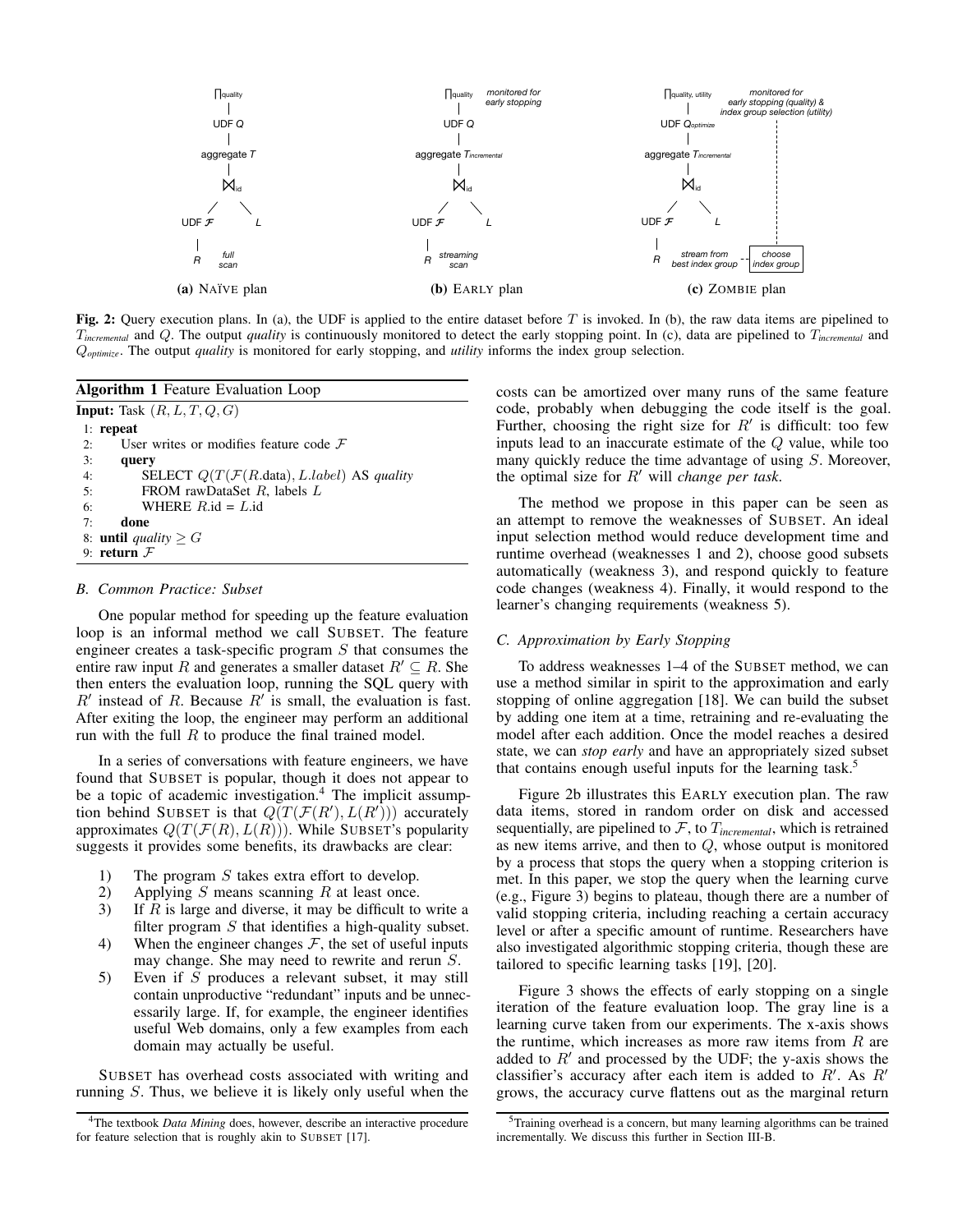(a) NAÏVE plan (b) EARLY plan (c) ZOMBIE plan

**Fig. 2:** Query execution plans. In (a), the UDF is applied to the entire dataset before $T$ is invoked. In (b), the raw data items are pipelined to $T_{incremental}$ and $Q$. The output *quality* is continuously monitored to detect the early stopping point. In (c), data are pipelined to $T_{incremental}$ and $Q_{optimize}$. The output *quality* is monitored for early stopping, and *utility* informs the index group selection.

**Algorithm 1** Feature Evaluation Loop

**Input:** Task $(R, L, T, Q, G)$

```
1: repeat
2:     User writes or modifies feature code F
3:     query
4:         SELECT Q(T(F(R.data), L.label) AS quality
5:         FROM rawDataSet R, labels L
6:         WHERE R.id = L.id
7:     done
8: until quality ≥ G
9: return F
```

### B. Common Practice: Subset

One popular method for speeding up the feature evaluation loop is an informal method we call SUBSET. The feature engineer creates a task-specific program $S$ that consumes the entire raw input $R$ and generates a smaller dataset $R' \subseteq R$. She then enters the evaluation loop, running the SQL query with $R'$ instead of $R$. Because $R'$ is small, the evaluation is fast. After exiting the loop, the engineer may perform an additional run with the full $R$ to produce the final trained model.

In a series of conversations with feature engineers, we have found that SUBSET is popular, though it does not appear to be a topic of academic investigation.[4] The implicit assumption behind SUBSET is that $Q(T(\mathcal{F}(R'), L(R')))$ accurately approximates $Q(T(\mathcal{F}(R), L(R)))$. While SUBSET's popularity suggests it provides some benefits, its drawbacks are clear:

1) The program $S$ takes extra effort to develop.
2) Applying $S$ means scanning $R$ at least once.
3) If $R$ is large and diverse, it may be difficult to write a filter program $S$ that identifies a high-quality subset.
4) When the engineer changes $\mathcal{F}$, the set of useful inputs may change. She may need to rewrite and rerun $S$.
5) Even if $S$ produces a relevant subset, it may still contain unproductive "redundant" inputs and be unnecessarily large. If, for example, the engineer identifies useful Web domains, only a few examples from each domain may actually be useful.

SUBSET has overhead costs associated with writing and running $S$. Thus, we believe it is likely only useful when the costs can be amortized over many runs of the same feature code, probably when debugging the code itself is the goal. Further, choosing the right size for $R'$ is difficult: too few inputs lead to an inaccurate estimate of the $Q$ value, while too many quickly reduce the time advantage of using $S$. Moreover, the optimal size for $R'$ will *change per task*.

The method we propose in this paper can be seen as an attempt to remove the weaknesses of SUBSET. An ideal input selection method would reduce development time and runtime overhead (weaknesses 1 and 2), choose good subsets automatically (weakness 3), and respond quickly to feature code changes (weakness 4). Finally, it would respond to the learner's changing requirements (weakness 5).

### C. Approximation by Early Stopping

To address weaknesses 1–4 of the SUBSET method, we can use a method similar in spirit to the approximation and early stopping of online aggregation [18]. We can build the subset by adding one item at a time, retraining and re-evaluating the model after each addition. Once the model reaches a desired state, we can *stop early* and have an appropriately sized subset that contains enough useful inputs for the learning task.[5]

Figure 2b illustrates this EARLY execution plan. The raw data items, stored in random order on disk and accessed sequentially, are pipelined to $\mathcal{F}$, to $T_{incremental}$, which is retrained as new items arrive, and then to $Q$, whose output is monitored by a process that stops the query when a stopping criterion is met. In this paper, we stop the query when the learning curve (e.g., Figure 3) begins to plateau, though there are a number of valid stopping criteria, including reaching a certain accuracy level or after a specific amount of runtime. Researchers have also investigated algorithmic stopping criteria, though these are tailored to specific learning tasks [19], [20].

Figure 3 shows the effects of early stopping on a single iteration of the feature evaluation loop. The gray line is a learning curve taken from our experiments. The x-axis shows the runtime, which increases as more raw items from $R$ are added to $R'$ and processed by the UDF; the y-axis shows the classifier's accuracy after each item is added to $R'$. As $R'$ grows, the accuracy curve flattens out as the marginal return

[4] The textbook *Data Mining* does, however, describe an interactive procedure for feature selection that is roughly akin to SUBSET [17].

[5] Training overhead is a concern, but many learning algorithms can be trained incrementally. We discuss this further in Section III-B.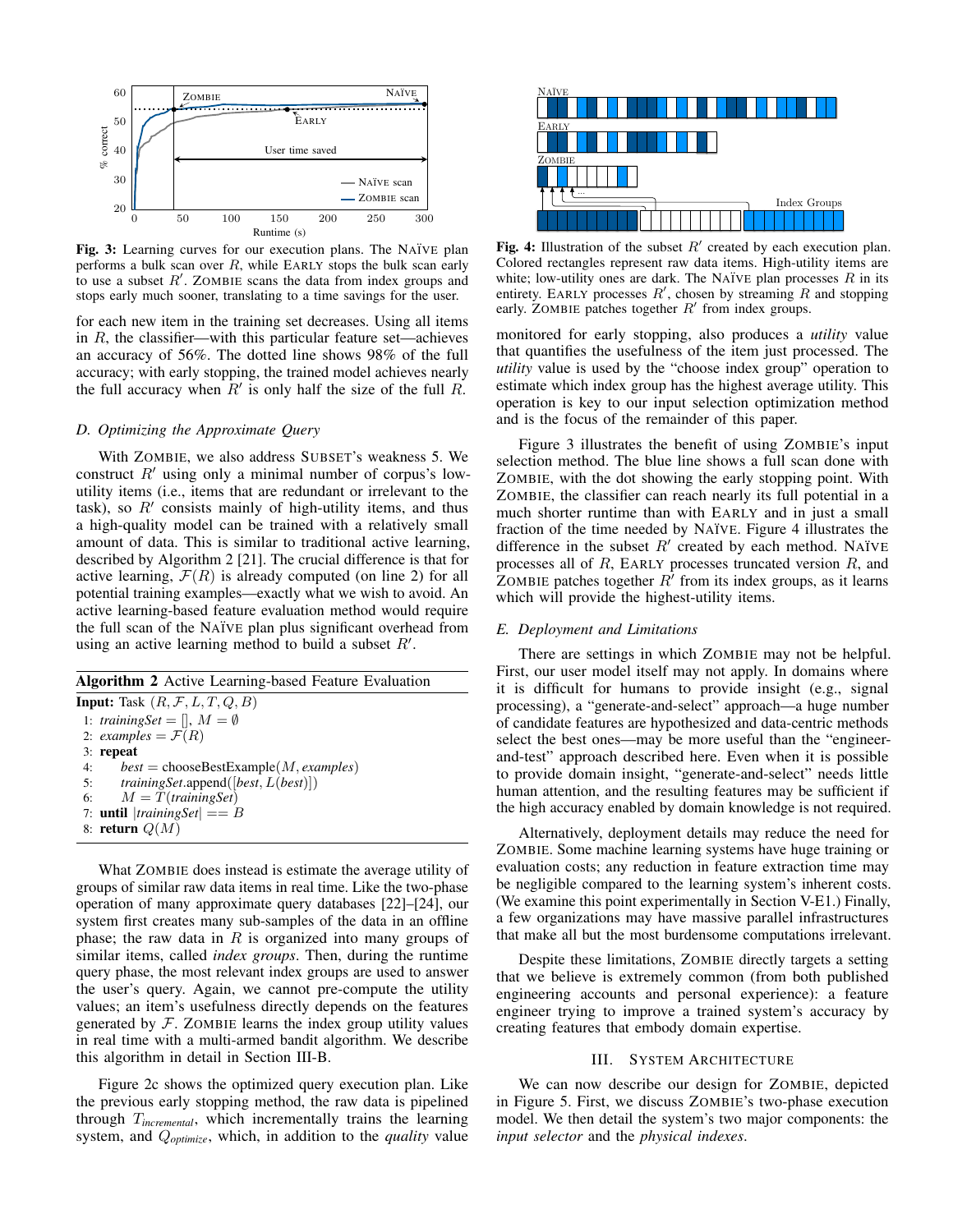**Fig. 3:** Learning curves for our execution plans. The NAÏVE plan performs a bulk scan over $R$, while EARLY stops the bulk scan early to use a subset $R'$. ZOMBIE scans the data from index groups and stops early much sooner, translating to a time savings for the user.

for each new item in the training set decreases. Using all items in $R$, the classifier—with this particular feature set—achieves an accuracy of 56%. The dotted line shows 98% of the full accuracy; with early stopping, the trained model achieves nearly the full accuracy when $R'$ is only half the size of the full $R$.

### D. Optimizing the Approximate Query

With ZOMBIE, we also address SUBSET's weakness 5. We construct $R'$ using only a minimal number of corpus's low-utility items (i.e., items that are redundant or irrelevant to the task), so $R'$ consists mainly of high-utility items, and thus a high-quality model can be trained with a relatively small amount of data. This is similar to traditional active learning, described by Algorithm 2 [21]. The crucial difference is that for active learning, $\mathcal{F}(R)$ is already computed (on line 2) for all potential training examples—exactly what we wish to avoid. An active learning-based feature evaluation method would require the full scan of the NAÏVE plan plus significant overhead from using an active learning method to build a subset $R'$.

**Algorithm 2** Active Learning-based Feature Evaluation

**Input:** Task $(R, \mathcal{F}, L, T, Q, B)$

```
1: trainingSet = [], M = ∅
2: examples = F(R)
3: repeat
4:     best = chooseBestExample(M, examples)
5:     trainingSet.append([best, L(best)])
6:     M = T(trainingSet)
7: until |trainingSet| == B
8: return Q(M)
```

What ZOMBIE does instead is estimate the average utility of groups of similar raw data items in real time. Like the two-phase operation of many approximate query databases [22]–[24], our system first creates many sub-samples of the data in an offline phase; the raw data in $R$ is organized into many groups of similar items, called *index groups*. Then, during the runtime query phase, the most relevant index groups are used to answer the user's query. Again, we cannot pre-compute the utility values; an item's usefulness directly depends on the features generated by $\mathcal{F}$. ZOMBIE learns the index group utility values in real time with a multi-armed bandit algorithm. We describe this algorithm in detail in Section III-B.

Figure 2c shows the optimized query execution plan. Like the previous early stopping method, the raw data is pipelined through $T_{incremental}$, which incrementally trains the learning system, and $Q_{optimize}$, which, in addition to the *quality* value monitored for early stopping, also produces a *utility* value that quantifies the usefulness of the item just processed. The *utility* value is used by the "choose index group" operation to estimate which index group has the highest average utility. This operation is key to our input selection optimization method and is the focus of the remainder of this paper.

**Fig. 4:** Illustration of the subset $R'$ created by each execution plan. Colored rectangles represent raw data items. High-utility items are white; low-utility ones are dark. The NAÏVE plan processes $R$ in its entirety. EARLY processes $R'$, chosen by streaming $R$ and stopping early. ZOMBIE patches together $R'$ from index groups.

Figure 3 illustrates the benefit of using ZOMBIE's input selection method. The blue line shows a full scan done with ZOMBIE, with the dot showing the early stopping point. With ZOMBIE, the classifier can reach nearly its full potential in a much shorter runtime than with EARLY and in just a small fraction of the time needed by NAÏVE. Figure 4 illustrates the difference in the subset $R'$ created by each method. NAÏVE processes all of $R$, EARLY processes truncated version $R$, and ZOMBIE patches together $R'$ from its index groups, as it learns which will provide the highest-utility items.

### E. Deployment and Limitations

There are settings in which ZOMBIE may not be helpful. First, our user model itself may not apply. In domains where it is difficult for humans to provide insight (e.g., signal processing), a "generate-and-select" approach—a huge number of candidate features are hypothesized and data-centric methods select the best ones—may be more useful than the "engineer-and-test" approach described here. Even when it is possible to provide domain insight, "generate-and-select" needs little human attention, and the resulting features may be sufficient if the high accuracy enabled by domain knowledge is not required.

Alternatively, deployment details may reduce the need for ZOMBIE. Some machine learning systems have huge training or evaluation costs; any reduction in feature extraction time may be negligible compared to the learning system's inherent costs. (We examine this point experimentally in Section V-E1.) Finally, a few organizations may have massive parallel infrastructures that make all but the most burdensome computations irrelevant.

Despite these limitations, ZOMBIE directly targets a setting that we believe is extremely common (from both published engineering accounts and personal experience): a feature engineer trying to improve a trained system's accuracy by creating features that embody domain expertise.

## III. SYSTEM ARCHITECTURE

We can now describe our design for ZOMBIE, depicted in Figure 5. First, we discuss ZOMBIE's two-phase execution model. We then detail the system's two major components: the *input selector* and the *physical indexes*.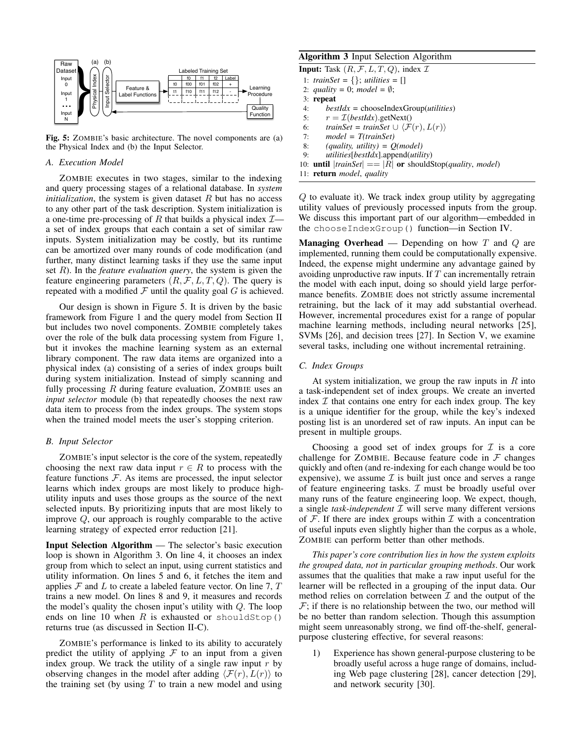Fig. 5: ZOMBIE's basic architecture. The novel components are (a) the Physical Index and (b) the Input Selector.

### A. Execution Model

ZOMBIE executes in two stages, similar to the indexing and query processing stages of a relational database. In *system initialization*, the system is given dataset $R$ but has no access to any other part of the task description. System initialization is a one-time pre-processing of $R$ that builds a physical index $\mathcal{I}$—a set of index groups that each contain a set of similar raw inputs. System initialization may be costly, but its runtime can be amortized over many rounds of code modification (and further, many distinct learning tasks if they use the same input set $R$). In the *feature evaluation query*, the system is given the feature engineering parameters $(R, \mathcal{F}, L, T, Q)$. The query is repeated with a modified $\mathcal{F}$ until the quality goal $G$ is achieved.

Our design is shown in Figure 5. It is driven by the basic framework from Figure 1 and the query model from Section II but includes two novel components. ZOMBIE completely takes over the role of the bulk data processing system from Figure 1, but it invokes the machine learning system as an external library component. The raw data items are organized into a physical index (a) consisting of a series of index groups built during system initialization. Instead of simply scanning and fully processing $R$ during feature evaluation, ZOMBIE uses an *input selector* module (b) that repeatedly chooses the next raw data item to process from the index groups. The system stops when the trained model meets the user's stopping criterion.

### B. Input Selector

ZOMBIE's input selector is the core of the system, repeatedly choosing the next raw data input $r \in R$ to process with the feature functions $\mathcal{F}$. As items are processed, the input selector learns which index groups are most likely to produce high-utility inputs and uses those groups as the source of the next selected inputs. By prioritizing inputs that are most likely to improve $Q$, our approach is roughly comparable to the active learning strategy of expected error reduction [21].

**Input Selection Algorithm** — The selector's basic execution loop is shown in Algorithm 3. On line 4, it chooses an index group from which to select an input, using current statistics and utility information. On lines 5 and 6, it fetches the item and applies $\mathcal{F}$ and $L$ to create a labeled feature vector. On line 7, $T$ trains a new model. On lines 8 and 9, it measures and records the model's quality the chosen input's utility with $Q$. The loop ends on line 10 when $R$ is exhausted or `shouldStop()` returns true (as discussed in Section II-C).

ZOMBIE's performance is linked to its ability to accurately predict the utility of applying $\mathcal{F}$ to an input from a given index group. We track the utility of a single raw input $r$ by observing changes in the model after adding $\langle \mathcal{F}(r), L(r) \rangle$ to the training set (by using $T$ to train a new model and using

**Algorithm 3** Input Selection Algorithm

**Input:** Task $(R, \mathcal{F}, L, T, Q)$, index $\mathcal{I}$

1: *trainSet* = {}; *utilities* = []
2: *quality* = 0; *model* = $\emptyset$;
3: **repeat**
4: *bestIdx* = chooseIndexGroup(*utilities*)
5: $r = \mathcal{I}(bestIdx)$.getNext()
6: *trainSet* = *trainSet* $\cup \langle \mathcal{F}(r), L(r) \rangle$
7: *model = T(trainSet)*
8: *(quality, utility) = Q(model)*
9: *utilities*[*bestIdx*].append(*utility*)
10: **until** $|trainSet| == |R|$ **or** shouldStop(*quality*, *model*)
11: **return** *model*, *quality*

$Q$ to evaluate it). We track index group utility by aggregating utility values of previously processed inputs from the group. We discuss this important part of our algorithm—embedded in the `chooseIndexGroup()` function—in Section IV.

**Managing Overhead** — Depending on how $T$ and $Q$ are implemented, running them could be computationally expensive. Indeed, the expense might undermine any advantage gained by avoiding unproductive raw inputs. If $T$ can incrementally retrain the model with each input, doing so should yield large performance benefits. ZOMBIE does not strictly assume incremental retraining, but the lack of it may add substantial overhead. However, incremental procedures exist for a range of popular machine learning methods, including neural networks [25], SVMs [26], and decision trees [27]. In Section V, we examine several tasks, including one without incremental retraining.

### C. Index Groups

At system initialization, we group the raw inputs in $R$ into a task-independent set of index groups. We create an inverted index $\mathcal{I}$ that contains one entry for each index group. The key is a unique identifier for the group, while the key's indexed posting list is an unordered set of raw inputs. An input can be present in multiple groups.

Choosing a good set of index groups for $\mathcal{I}$ is a core challenge for ZOMBIE. Because feature code in $\mathcal{F}$ changes quickly and often (and re-indexing for each change would be too expensive), we assume $\mathcal{I}$ is built just once and serves a range of feature engineering tasks. $\mathcal{I}$ must be broadly useful over many runs of the feature engineering loop. We expect, though, a single *task-independent* $\mathcal{I}$ will serve many different versions of $\mathcal{F}$. If there are index groups within $\mathcal{I}$ with a concentration of useful inputs even slightly higher than the corpus as a whole, ZOMBIE can perform better than other methods.

*This paper's core contribution lies in how the system exploits the grouped data, not in particular grouping methods*. Our work assumes that the qualities that make a raw input useful for the learner will be reflected in a grouping of the input data. Our method relies on correlation between $\mathcal{I}$ and the output of the $\mathcal{F}$; if there is no relationship between the two, our method will be no better than random selection. Though this assumption might seem unreasonably strong, we find off-the-shelf, general-purpose clustering effective, for several reasons:

1) Experience has shown general-purpose clustering to be broadly useful across a huge range of domains, including Web page clustering [28], cancer detection [29], and network security [30].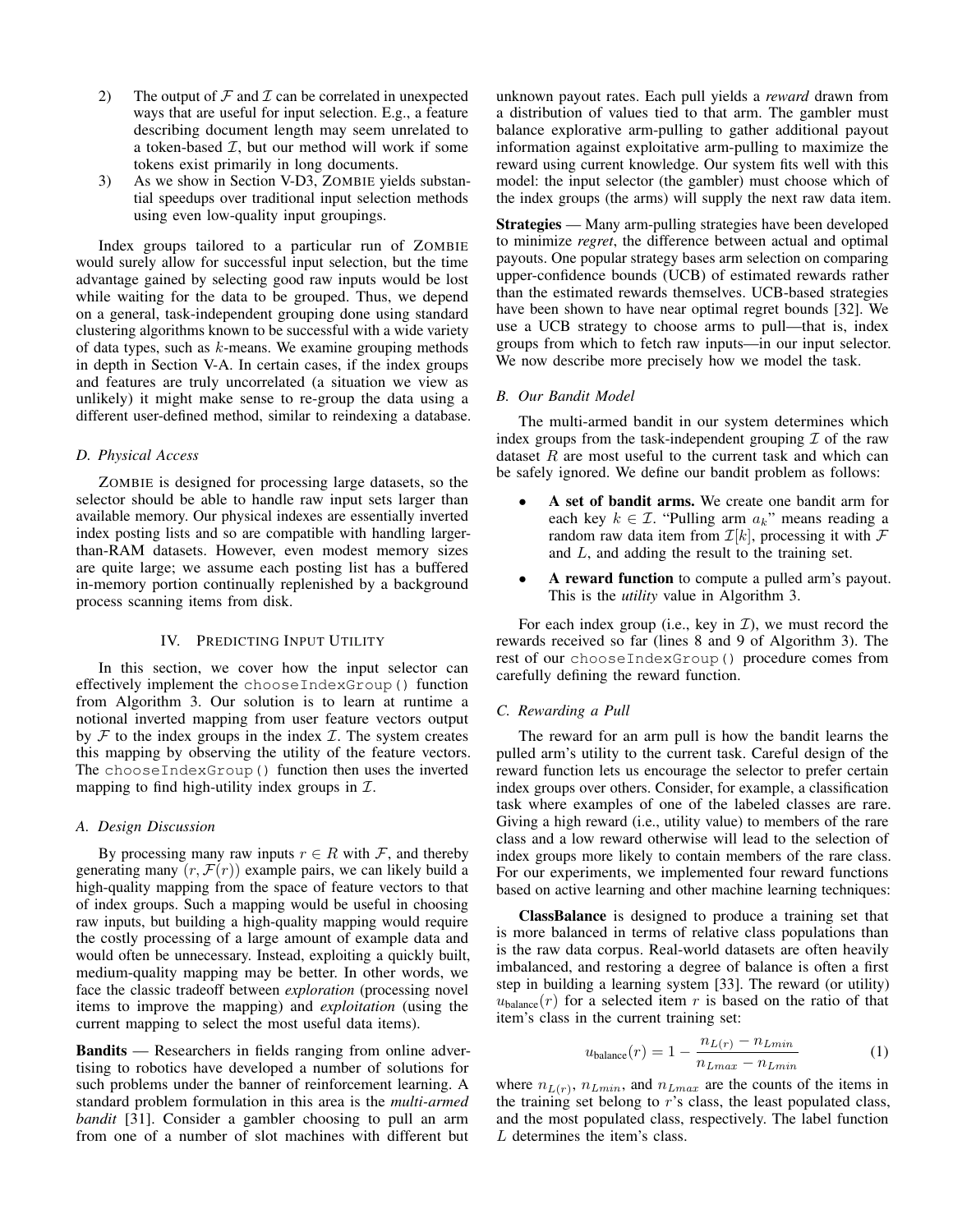2) The output of $\mathcal{F}$ and $\mathcal{I}$ can be correlated in unexpected ways that are useful for input selection. E.g., a feature describing document length may seem unrelated to a token-based $\mathcal{I}$, but our method will work if some tokens exist primarily in long documents.
3) As we show in Section V-D3, ZOMBIE yields substantial speedups over traditional input selection methods using even low-quality input groupings.

Index groups tailored to a particular run of ZOMBIE would surely allow for successful input selection, but the time advantage gained by selecting good raw inputs would be lost while waiting for the data to be grouped. Thus, we depend on a general, task-independent grouping done using standard clustering algorithms known to be successful with a wide variety of data types, such as $k$-means. We examine grouping methods in depth in Section V-A. In certain cases, if the index groups and features are truly uncorrelated (a situation we view as unlikely) it might make sense to re-group the data using a different user-defined method, similar to reindexing a database.

### D. Physical Access

ZOMBIE is designed for processing large datasets, so the selector should be able to handle raw input sets larger than available memory. Our physical indexes are essentially inverted index posting lists and so are compatible with handling larger-than-RAM datasets. However, even modest memory sizes are quite large; we assume each posting list has a buffered in-memory portion continually replenished by a background process scanning items from disk.

## IV. Predicting Input Utility

In this section, we cover how the input selector can effectively implement the `chooseIndexGroup()` function from Algorithm 3. Our solution is to learn at runtime a notional inverted mapping from user feature vectors output by $\mathcal{F}$ to the index groups in the index $\mathcal{I}$. The system creates this mapping by observing the utility of the feature vectors. The `chooseIndexGroup()` function then uses the inverted mapping to find high-utility index groups in $\mathcal{I}$.

### A. Design Discussion

By processing many raw inputs $r \in R$ with $\mathcal{F}$, and thereby generating many $(r, \mathcal{F}(r))$ example pairs, we can likely build a high-quality mapping from the space of feature vectors to that of index groups. Such a mapping would be useful in choosing raw inputs, but building a high-quality mapping would require the costly processing of a large amount of example data and would often be unnecessary. Instead, exploiting a quickly built, medium-quality mapping may be better. In other words, we face the classic tradeoff between *exploration* (processing novel items to improve the mapping) and *exploitation* (using the current mapping to select the most useful data items).

**Bandits** — Researchers in fields ranging from online advertising to robotics have developed a number of solutions for such problems under the banner of reinforcement learning. A standard problem formulation in this area is the *multi-armed bandit* [31]. Consider a gambler choosing to pull an arm from one of a number of slot machines with different but unknown payout rates. Each pull yields a *reward* drawn from a distribution of values tied to that arm. The gambler must balance explorative arm-pulling to gather additional payout information against exploitative arm-pulling to maximize the reward using current knowledge. Our system fits well with this model: the input selector (the gambler) must choose which of the index groups (the arms) will supply the next raw data item.

**Strategies** — Many arm-pulling strategies have been developed to minimize *regret*, the difference between actual and optimal payouts. One popular strategy bases arm selection on comparing upper-confidence bounds (UCB) of estimated rewards rather than the estimated rewards themselves. UCB-based strategies have been shown to have near optimal regret bounds [32]. We use a UCB strategy to choose arms to pull—that is, index groups from which to fetch raw inputs—in our input selector. We now describe more precisely how we model the task.

### B. Our Bandit Model

The multi-armed bandit in our system determines which index groups from the task-independent grouping $\mathcal{I}$ of the raw dataset $R$ are most useful to the current task and which can be safely ignored. We define our bandit problem as follows:

- **A set of bandit arms.** We create one bandit arm for each key $k \in \mathcal{I}$. "Pulling arm $a_k$" means reading a random raw data item from $\mathcal{I}[k]$, processing it with $\mathcal{F}$ and $L$, and adding the result to the training set.
- **A reward function** to compute a pulled arm's payout. This is the *utility* value in Algorithm 3.

For each index group (i.e., key in $\mathcal{I}$), we must record the rewards received so far (lines 8 and 9 of Algorithm 3). The rest of our `chooseIndexGroup()` procedure comes from carefully defining the reward function.

### C. Rewarding a Pull

The reward for an arm pull is how the bandit learns the pulled arm's utility to the current task. Careful design of the reward function lets us encourage the selector to prefer certain index groups over others. Consider, for example, a classification task where examples of one of the labeled classes are rare. Giving a high reward (i.e., utility value) to members of the rare class and a low reward otherwise will lead to the selection of index groups more likely to contain members of the rare class. For our experiments, we implemented four reward functions based on active learning and other machine learning techniques:

**ClassBalance** is designed to produce a training set that is more balanced in terms of relative class populations than is the raw data corpus. Real-world datasets are often heavily imbalanced, and restoring a degree of balance is often a first step in building a learning system [33]. The reward (or utility) $u_{\text{balance}}(r)$ for a selected item $r$ is based on the ratio of that item's class in the current training set:

$$u_{\text{balance}}(r) = 1 - \frac{n_{L(r)} - n_{Lmin}}{n_{Lmax} - n_{Lmin}} \tag{1}$$

where $n_{L(r)}$, $n_{Lmin}$, and $n_{Lmax}$ are the counts of the items in the training set belong to $r$'s class, the least populated class, and the most populated class, respectively. The label function $L$ determines the item's class.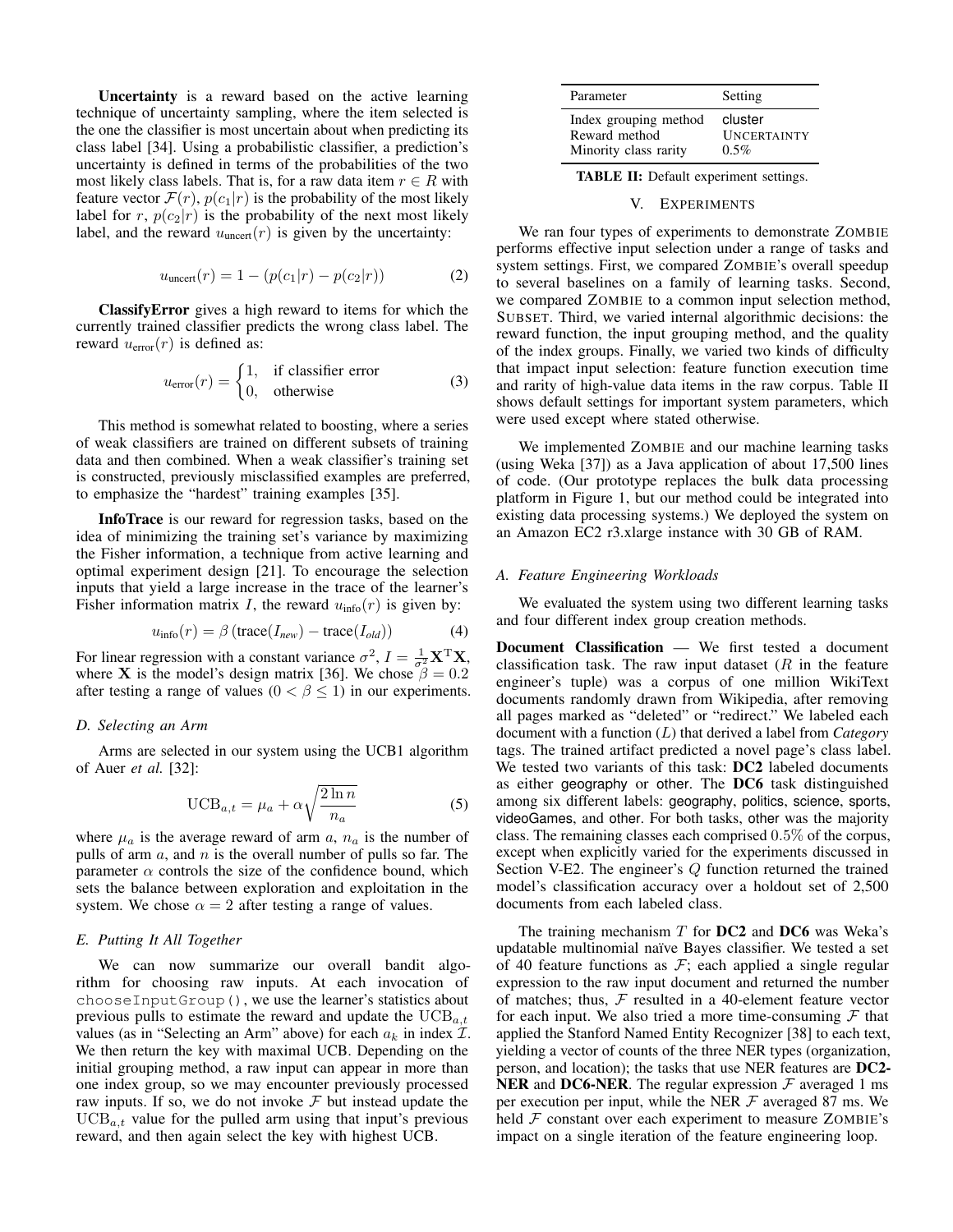**Uncertainty** is a reward based on the active learning technique of uncertainty sampling, where the item selected is the one the classifier is most uncertain about when predicting its class label [34]. Using a probabilistic classifier, a prediction's uncertainty is defined in terms of the probabilities of the two most likely class labels. That is, for a raw data item $r \in R$ with feature vector $\mathcal{F}(r)$, $p(c_1|r)$ is the probability of the most likely label for $r$, $p(c_2|r)$ is the probability of the next most likely label, and the reward $u_{\text{uncert}}(r)$ is given by the uncertainty:

$$u_{\text{uncert}}(r) = 1 - (p(c_1|r) - p(c_2|r)) \tag{2}$$

**ClassifyError** gives a high reward to items for which the currently trained classifier predicts the wrong class label. The reward $u_{\text{error}}(r)$ is defined as:

$$u_{\text{error}}(r) = \begin{cases} 1, & \text{if classifier error} \\ 0, & \text{otherwise} \end{cases} \tag{3}$$

This method is somewhat related to boosting, where a series of weak classifiers are trained on different subsets of training data and then combined. When a weak classifier's training set is constructed, previously misclassified examples are preferred, to emphasize the "hardest" training examples [35].

**InfoTrace** is our reward for regression tasks, based on the idea of minimizing the training set's variance by maximizing the Fisher information, a technique from active learning and optimal experiment design [21]. To encourage the selection inputs that yield a large increase in the trace of the learner's Fisher information matrix $I$, the reward $u_{\text{info}}(r)$ is given by:

$$u_{\text{info}}(r) = \beta\left(\text{trace}(I_{new}) - \text{trace}(I_{old})\right) \tag{4}$$

For linear regression with a constant variance $\sigma^2$, $I = \frac{1}{\sigma^2}\mathbf{X}^{\mathrm{T}}\mathbf{X}$, where $\mathbf{X}$ is the model's design matrix [36]. We chose $\beta = 0.2$ after testing a range of values ($0 < \beta \leq 1$) in our experiments.

### D. Selecting an Arm

Arms are selected in our system using the UCB1 algorithm of Auer *et al.* [32]:

$$\text{UCB}_{a,t} = \mu_a + \alpha\sqrt{\frac{2\ln n}{n_a}} \tag{5}$$

where $\mu_a$ is the average reward of arm $a$, $n_a$ is the number of pulls of arm $a$, and $n$ is the overall number of pulls so far. The parameter $\alpha$ controls the size of the confidence bound, which sets the balance between exploration and exploitation in the system. We chose $\alpha = 2$ after testing a range of values.

### E. Putting It All Together

We can now summarize our overall bandit algorithm for choosing raw inputs. At each invocation of `chooseInputGroup()`, we use the learner's statistics about previous pulls to estimate the reward and update the $\text{UCB}_{a,t}$ values (as in "Selecting an Arm" above) for each $a_k$ in index $\mathcal{I}$. We then return the key with maximal UCB. Depending on the initial grouping method, a raw input can appear in more than one index group, so we may encounter previously processed raw inputs. If so, we do not invoke $\mathcal{F}$ but instead update the $\text{UCB}_{a,t}$ value for the pulled arm using that input's previous reward, and then again select the key with highest UCB.

| Parameter | Setting |
|---|---|
| Index grouping method | cluster |
| Reward method | UNCERTAINTY |
| Minority class rarity | 0.5% |

**TABLE II:** Default experiment settings.

## V. EXPERIMENTS

We ran four types of experiments to demonstrate ZOMBIE performs effective input selection under a range of tasks and system settings. First, we compared ZOMBIE's overall speedup to several baselines on a family of learning tasks. Second, we compared ZOMBIE to a common input selection method, SUBSET. Third, we varied internal algorithmic decisions: the reward function, the input grouping method, and the quality of the index groups. Finally, we varied two kinds of difficulty that impact input selection: feature function execution time and rarity of high-value data items in the raw corpus. Table II shows default settings for important system parameters, which were used except where stated otherwise.

We implemented ZOMBIE and our machine learning tasks (using Weka [37]) as a Java application of about 17,500 lines of code. (Our prototype replaces the bulk data processing platform in Figure 1, but our method could be integrated into existing data processing systems.) We deployed the system on an Amazon EC2 r3.xlarge instance with 30 GB of RAM.

### A. Feature Engineering Workloads

We evaluated the system using two different learning tasks and four different index group creation methods.

**Document Classification** — We first tested a document classification task. The raw input dataset ($R$ in the feature engineer's tuple) was a corpus of one million WikiText documents randomly drawn from Wikipedia, after removing all pages marked as "deleted" or "redirect." We labeled each document with a function ($L$) that derived a label from *Category* tags. The trained artifact predicted a novel page's class label. We tested two variants of this task: **DC2** labeled documents as either geography or other. The **DC6** task distinguished among six different labels: geography, politics, science, sports, videoGames, and other. For both tasks, other was the majority class. The remaining classes each comprised 0.5% of the corpus, except when explicitly varied for the experiments discussed in Section V-E2. The engineer's $Q$ function returned the trained model's classification accuracy over a holdout set of 2,500 documents from each labeled class.

The training mechanism $T$ for **DC2** and **DC6** was Weka's updatable multinomial naïve Bayes classifier. We tested a set of 40 feature functions as $\mathcal{F}$; each applied a single regular expression to the raw input document and returned the number of matches; thus, $\mathcal{F}$ resulted in a 40-element feature vector for each input. We also tried a more time-consuming $\mathcal{F}$ that applied the Stanford Named Entity Recognizer [38] to each text, yielding a vector of counts of the three NER types (organization, person, and location); the tasks that use NER features are **DC2-NER** and **DC6-NER**. The regular expression $\mathcal{F}$ averaged 1 ms per execution per input, while the NER $\mathcal{F}$ averaged 87 ms. We held $\mathcal{F}$ constant over each experiment to measure ZOMBIE's impact on a single iteration of the feature engineering loop.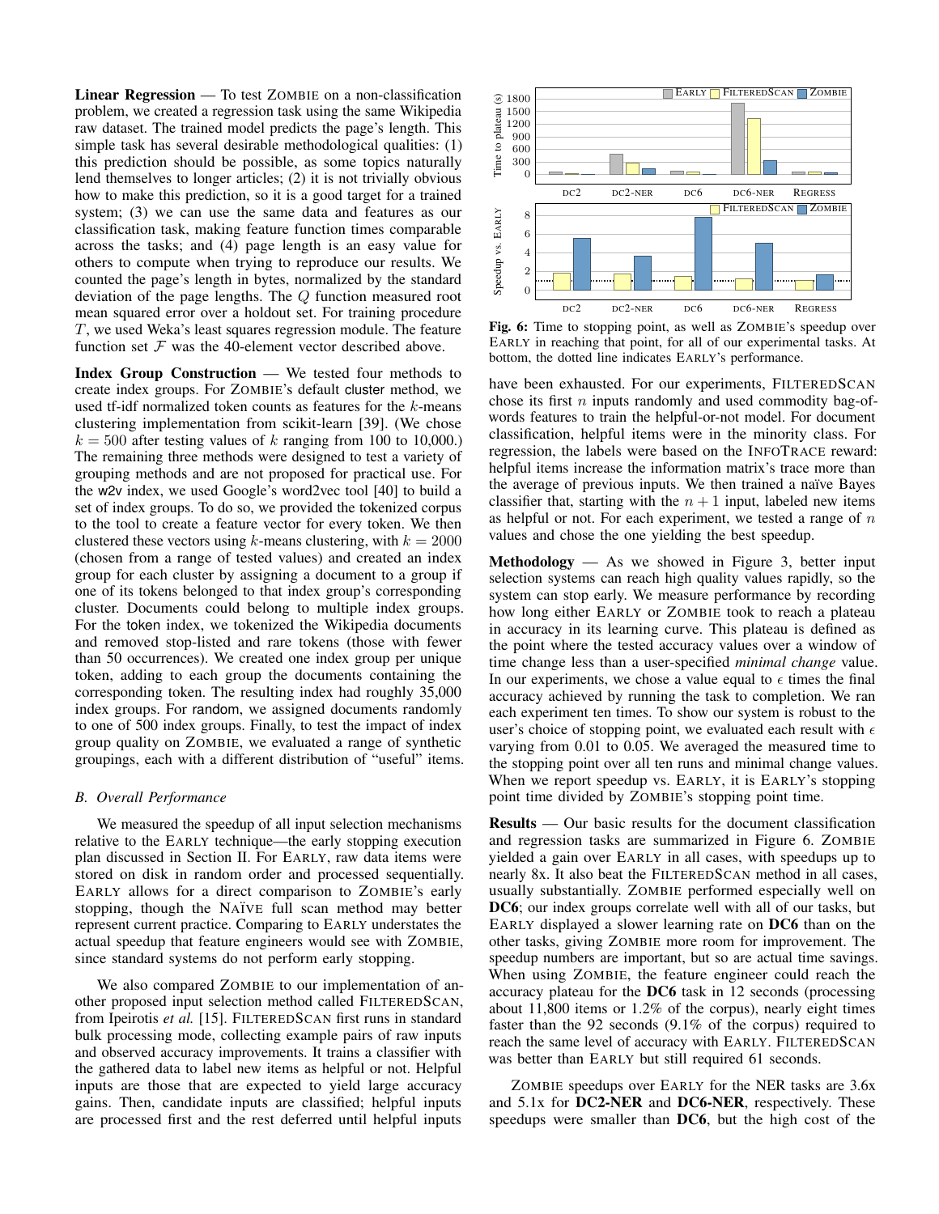**Linear Regression** — To test ZOMBIE on a non-classification problem, we created a regression task using the same Wikipedia raw dataset. The trained model predicts the page's length. This simple task has several desirable methodological qualities: (1) this prediction should be possible, as some topics naturally lend themselves to longer articles; (2) it is not trivially obvious how to make this prediction, so it is a good target for a trained system; (3) we can use the same data and features as our classification task, making feature function times comparable across the tasks; and (4) page length is an easy value for others to compute when trying to reproduce our results. We counted the page's length in bytes, normalized by the standard deviation of the page lengths. The $Q$ function measured root mean squared error over a holdout set. For training procedure $T$, we used Weka's least squares regression module. The feature function set $\mathcal{F}$ was the 40-element vector described above.

**Index Group Construction** — We tested four methods to create index groups. For ZOMBIE's default cluster method, we used tf-idf normalized token counts as features for the $k$-means clustering implementation from scikit-learn [39]. (We chose $k = 500$ after testing values of $k$ ranging from 100 to 10,000.) The remaining three methods were designed to test a variety of grouping methods and are not proposed for practical use. For the w2v index, we used Google's word2vec tool [40] to build a set of index groups. To do so, we provided the tokenized corpus to the tool to create a feature vector for every token. We then clustered these vectors using $k$-means clustering, with $k = 2000$ (chosen from a range of tested values) and created an index group for each cluster by assigning a document to a group if one of its tokens belonged to that index group's corresponding cluster. Documents could belong to multiple index groups. For the token index, we tokenized the Wikipedia documents and removed stop-listed and rare tokens (those with fewer than 50 occurrences). We created one index group per unique token, adding to each group the documents containing the corresponding token. The resulting index had roughly 35,000 index groups. For random, we assigned documents randomly to one of 500 index groups. Finally, to test the impact of index group quality on ZOMBIE, we evaluated a range of synthetic groupings, each with a different distribution of "useful" items.

### B. Overall Performance

We measured the speedup of all input selection mechanisms relative to the EARLY technique—the early stopping execution plan discussed in Section II. For EARLY, raw data items were stored on disk in random order and processed sequentially. EARLY allows for a direct comparison to ZOMBIE's early stopping, though the NAÏVE full scan method may better represent current practice. Comparing to EARLY understates the actual speedup that feature engineers would see with ZOMBIE, since standard systems do not perform early stopping.

We also compared ZOMBIE to our implementation of another proposed input selection method called FILTEREDSCAN, from Ipeirotis *et al.* [15]. FILTEREDSCAN first runs in standard bulk processing mode, collecting example pairs of raw inputs and observed accuracy improvements. It trains a classifier with the gathered data to label new items as helpful or not. Helpful inputs are those that are expected to yield large accuracy gains. Then, candidate inputs are classified; helpful inputs are processed first and the rest deferred until helpful inputs have been exhausted. For our experiments, FILTEREDSCAN chose its first $n$ inputs randomly and used commodity bag-of-words features to train the helpful-or-not model. For document classification, helpful items were in the minority class. For regression, the labels were based on the INFOTRACE reward: helpful items increase the information matrix's trace more than the average of previous inputs. We then trained a naïve Bayes classifier that, starting with the $n+1$ input, labeled new items as helpful or not. For each experiment, we tested a range of $n$ values and chose the one yielding the best speedup.

**Fig. 6:** Time to stopping point, as well as ZOMBIE's speedup over EARLY in reaching that point, for all of our experimental tasks. At bottom, the dotted line indicates EARLY's performance.

**Methodology** — As we showed in Figure 3, better input selection systems can reach high quality values rapidly, so the system can stop early. We measure performance by recording how long either EARLY or ZOMBIE took to reach a plateau in accuracy in its learning curve. This plateau is defined as the point where the tested accuracy values over a window of time change less than a user-specified *minimal change* value. In our experiments, we chose a value equal to $\epsilon$ times the final accuracy achieved by running the task to completion. We ran each experiment ten times. To show our system is robust to the user's choice of stopping point, we evaluated each result with $\epsilon$ varying from 0.01 to 0.05. We averaged the measured time to the stopping point over all ten runs and minimal change values. When we report speedup vs. EARLY, it is EARLY's stopping point time divided by ZOMBIE's stopping point time.

**Results** — Our basic results for the document classification and regression tasks are summarized in Figure 6. ZOMBIE yielded a gain over EARLY in all cases, with speedups up to nearly 8x. It also beat the FILTEREDSCAN method in all cases, usually substantially. ZOMBIE performed especially well on **DC6**; our index groups correlate well with all of our tasks, but EARLY displayed a slower learning rate on **DC6** than on the other tasks, giving ZOMBIE more room for improvement. The speedup numbers are important, but so are actual time savings. When using ZOMBIE, the feature engineer could reach the accuracy plateau for the **DC6** task in 12 seconds (processing about 11,800 items or 1.2% of the corpus), nearly eight times faster than the 92 seconds (9.1% of the corpus) required to reach the same level of accuracy with EARLY. FILTEREDSCAN was better than EARLY but still required 61 seconds.

ZOMBIE speedups over EARLY for the NER tasks are 3.6x and 5.1x for **DC2-NER** and **DC6-NER**, respectively. These speedups were smaller than **DC6**, but the high cost of the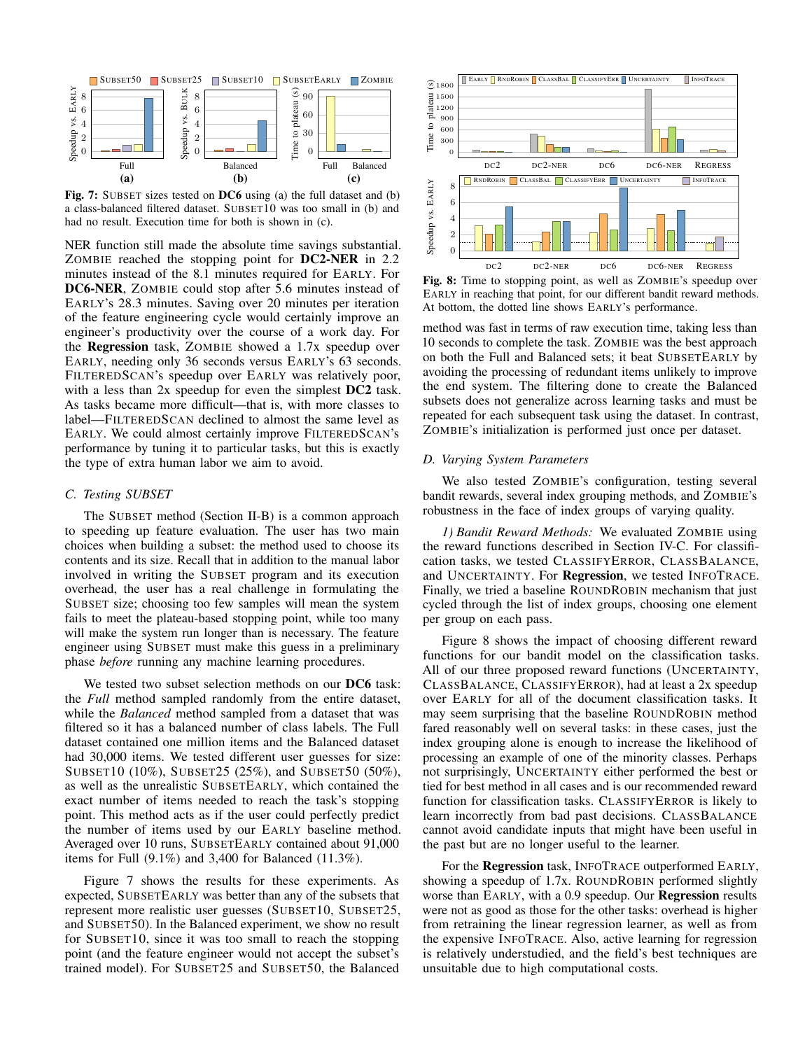Fig. 7: SUBSET sizes tested on **DC6** using (a) the full dataset and (b) a class-balanced filtered dataset. SUBSET10 was too small in (b) and had no result. Execution time for both is shown in (c).

Fig. 8: Time to stopping point, as well as ZOMBIE's speedup over EARLY in reaching that point, for our different bandit reward methods. At bottom, the dotted line shows EARLY's performance.

NER function still made the absolute time savings substantial. ZOMBIE reached the stopping point for **DC2-NER** in 2.2 minutes instead of the 8.1 minutes required for EARLY. For **DC6-NER**, ZOMBIE could stop after 5.6 minutes instead of EARLY's 28.3 minutes. Saving over 20 minutes per iteration of the feature engineering cycle would certainly improve an engineer's productivity over the course of a work day. For the **Regression** task, ZOMBIE showed a 1.7x speedup over EARLY, needing only 36 seconds versus EARLY's 63 seconds. FILTEREDSCAN's speedup over EARLY was relatively poor, with a less than 2x speedup for even the simplest **DC2** task. As tasks became more difficult—that is, with more classes to label—FILTEREDSCAN declined to almost the same level as EARLY. We could almost certainly improve FILTEREDSCAN's performance by tuning it to particular tasks, but this is exactly the type of extra human labor we aim to avoid.

### C. Testing SUBSET

The SUBSET method (Section II-B) is a common approach to speeding up feature evaluation. The user has two main choices when building a subset: the method used to choose its contents and its size. Recall that in addition to the manual labor involved in writing the SUBSET program and its execution overhead, the user has a real challenge in formulating the SUBSET size; choosing too few samples will mean the system fails to meet the plateau-based stopping point, while too many will make the system run longer than is necessary. The feature engineer using SUBSET must make this guess in a preliminary phase *before* running any machine learning procedures.

We tested two subset selection methods on our **DC6** task: the *Full* method sampled randomly from the entire dataset, while the *Balanced* method sampled from a dataset that was filtered so it has a balanced number of class labels. The Full dataset contained one million items and the Balanced dataset had 30,000 items. We tested different user guesses for size: SUBSET10 (10%), SUBSET25 (25%), and SUBSET50 (50%), as well as the unrealistic SUBSETEARLY, which contained the exact number of items needed to reach the task's stopping point. This method acts as if the user could perfectly predict the number of items used by our EARLY baseline method. Averaged over 10 runs, SUBSETEARLY contained about 91,000 items for Full (9.1%) and 3,400 for Balanced (11.3%).

Figure 7 shows the results for these experiments. As expected, SUBSETEARLY was better than any of the subsets that represent more realistic user guesses (SUBSET10, SUBSET25, and SUBSET50). In the Balanced experiment, we show no result for SUBSET10, since it was too small to reach the stopping point (and the feature engineer would not accept the subset's trained model). For SUBSET25 and SUBSET50, the Balanced method was fast in terms of raw execution time, taking less than 10 seconds to complete the task. ZOMBIE was the best approach on both the Full and Balanced sets; it beat SUBSETEARLY by avoiding the processing of redundant items unlikely to improve the end system. The filtering done to create the Balanced subsets does not generalize across learning tasks and must be repeated for each subsequent task using the dataset. In contrast, ZOMBIE's initialization is performed just once per dataset.

### D. Varying System Parameters

We also tested ZOMBIE's configuration, testing several bandit rewards, several index grouping methods, and ZOMBIE's robustness in the face of index groups of varying quality.

*1) Bandit Reward Methods:* We evaluated ZOMBIE using the reward functions described in Section IV-C. For classification tasks, we tested CLASSIFYERROR, CLASSBALANCE, and UNCERTAINTY. For **Regression**, we tested INFOTRACE. Finally, we tried a baseline ROUNDROBIN mechanism that just cycled through the list of index groups, choosing one element per group on each pass.

Figure 8 shows the impact of choosing different reward functions for our bandit model on the classification tasks. All of our three proposed reward functions (UNCERTAINTY, CLASSBALANCE, CLASSIFYERROR), had at least a 2x speedup over EARLY for all of the document classification tasks. It may seem surprising that the baseline ROUNDROBIN method fared reasonably well on several tasks: in these cases, just the index grouping alone is enough to increase the likelihood of processing an example of one of the minority classes. Perhaps not surprisingly, UNCERTAINTY either performed the best or tied for best method in all cases and is our recommended reward function for classification tasks. CLASSIFYERROR is likely to learn incorrectly from bad past decisions. CLASSBALANCE cannot avoid candidate inputs that might have been useful in the past but are no longer useful to the learner.

For the **Regression** task, INFOTRACE outperformed EARLY, showing a speedup of 1.7x. ROUNDROBIN performed slightly worse than EARLY, with a 0.9 speedup. Our **Regression** results were not as good as those for the other tasks: overhead is higher from retraining the linear regression learner, as well as from the expensive INFOTRACE. Also, active learning for regression is relatively understudied, and the field's best techniques are unsuitable due to high computational costs.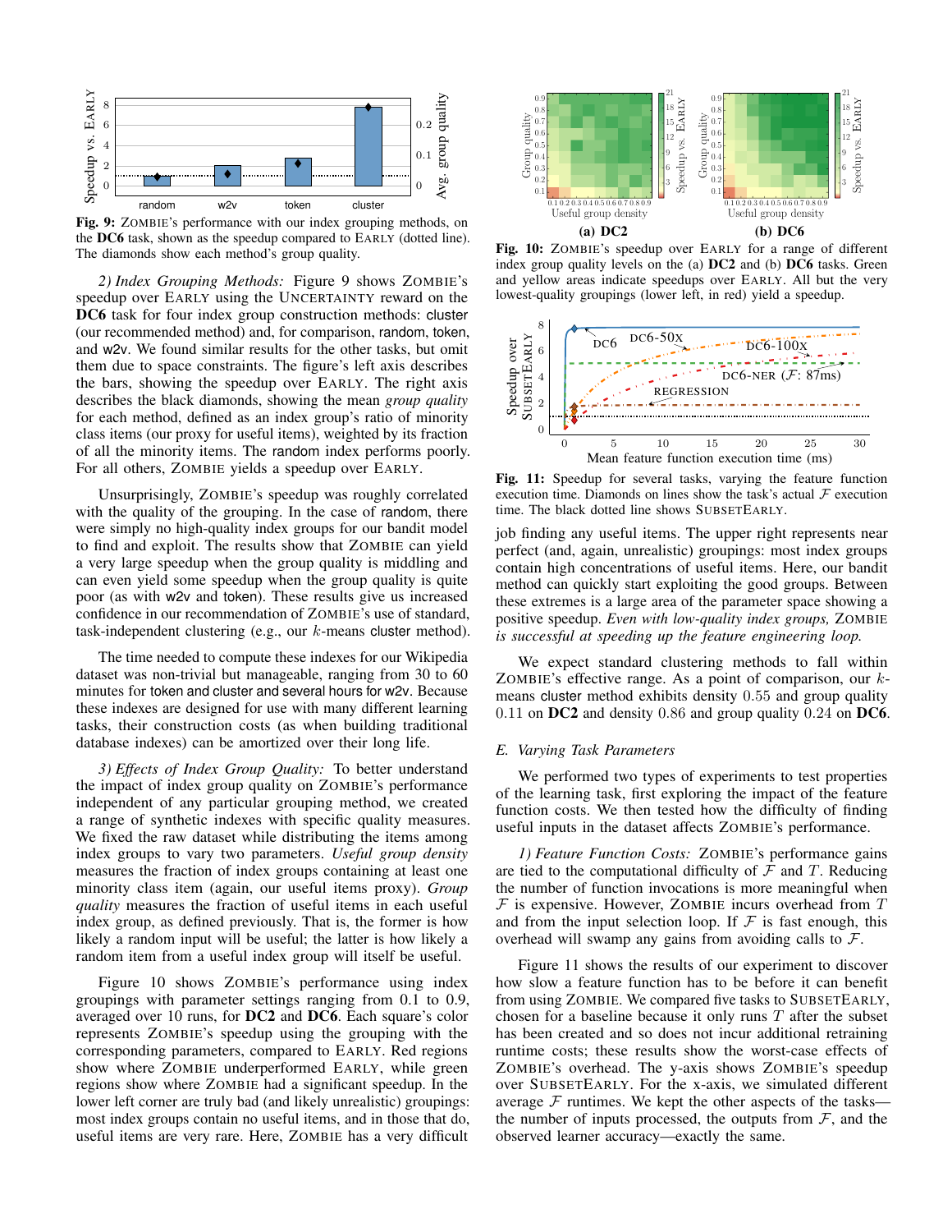Fig. 9: ZOMBIE's performance with our index grouping methods, on the **DC6** task, shown as the speedup compared to EARLY (dotted line). The diamonds show each method's group quality.

*2) Index Grouping Methods:* Figure 9 shows ZOMBIE's speedup over EARLY using the UNCERTAINTY reward on the **DC6** task for four index group construction methods: cluster (our recommended method) and, for comparison, random, token, and w2v. We found similar results for the other tasks, but omit them due to space constraints. The figure's left axis describes the bars, showing the speedup over EARLY. The right axis describes the black diamonds, showing the mean *group quality* for each method, defined as an index group's ratio of minority class items (our proxy for useful items), weighted by its fraction of all the minority items. The random index performs poorly. For all others, ZOMBIE yields a speedup over EARLY.

Unsurprisingly, ZOMBIE's speedup was roughly correlated with the quality of the grouping. In the case of random, there were simply no high-quality index groups for our bandit model to find and exploit. The results show that ZOMBIE can yield a very large speedup when the group quality is middling and can even yield some speedup when the group quality is quite poor (as with w2v and token). These results give us increased confidence in our recommendation of ZOMBIE's use of standard, task-independent clustering (e.g., our $k$-means cluster method).

The time needed to compute these indexes for our Wikipedia dataset was non-trivial but manageable, ranging from 30 to 60 minutes for token and cluster and several hours for w2v. Because these indexes are designed for use with many different learning tasks, their construction costs (as when building traditional database indexes) can be amortized over their long life.

*3) Effects of Index Group Quality:* To better understand the impact of index group quality on ZOMBIE's performance independent of any particular grouping method, we created a range of synthetic indexes with specific quality measures. We fixed the raw dataset while distributing the items among index groups to vary two parameters. *Useful group density* measures the fraction of index groups containing at least one minority class item (again, our useful items proxy). *Group quality* measures the fraction of useful items in each useful index group, as defined previously. That is, the former is how likely a random input will be useful; the latter is how likely a random item from a useful index group will itself be useful.

Figure 10 shows ZOMBIE's performance using index groupings with parameter settings ranging from 0.1 to 0.9, averaged over 10 runs, for **DC2** and **DC6**. Each square's color represents ZOMBIE's speedup using the grouping with the corresponding parameters, compared to EARLY. Red regions show where ZOMBIE underperformed EARLY, while green regions show where ZOMBIE had a significant speedup. In the lower left corner are truly bad (and likely unrealistic) groupings: most index groups contain no useful items, and in those that do, useful items are very rare. Here, ZOMBIE has a very difficult job finding any useful items. The upper right represents near perfect (and, again, unrealistic) groupings: most index groups contain high concentrations of useful items. Here, our bandit method can quickly start exploiting the good groups. Between these extremes is a large area of the parameter space showing a positive speedup. *Even with low-quality index groups,* ZOMBIE *is successful at speeding up the feature engineering loop.*

Fig. 10: ZOMBIE's speedup over EARLY for a range of different index group quality levels on the (a) **DC2** and (b) **DC6** tasks. Green and yellow areas indicate speedups over EARLY. All but the very lowest-quality groupings (lower left, in red) yield a speedup.

Fig. 11: Speedup for several tasks, varying the feature function execution time. Diamonds on lines show the task's actual $\mathcal{F}$ execution time. The black dotted line shows SUBSETEARLY.

We expect standard clustering methods to fall within ZOMBIE's effective range. As a point of comparison, our $k$-means cluster method exhibits density 0.55 and group quality 0.11 on **DC2** and density 0.86 and group quality 0.24 on **DC6**.

## E. Varying Task Parameters

We performed two types of experiments to test properties of the learning task, first exploring the impact of the feature function costs. We then tested how the difficulty of finding useful inputs in the dataset affects ZOMBIE's performance.

*1) Feature Function Costs:* ZOMBIE's performance gains are tied to the computational difficulty of $\mathcal{F}$ and $T$. Reducing the number of function invocations is more meaningful when $\mathcal{F}$ is expensive. However, ZOMBIE incurs overhead from $T$ and from the input selection loop. If $\mathcal{F}$ is fast enough, this overhead will swamp any gains from avoiding calls to $\mathcal{F}$.

Figure 11 shows the results of our experiment to discover how slow a feature function has to be before it can benefit from using ZOMBIE. We compared five tasks to SUBSETEARLY, chosen for a baseline because it only runs $T$ after the subset has been created and so does not incur additional retraining runtime costs; these results show the worst-case effects of ZOMBIE's overhead. The y-axis shows ZOMBIE's speedup over SUBSETEARLY. For the x-axis, we simulated different average $\mathcal{F}$ runtimes. We kept the other aspects of the tasks—the number of inputs processed, the outputs from $\mathcal{F}$, and the observed learner accuracy—exactly the same.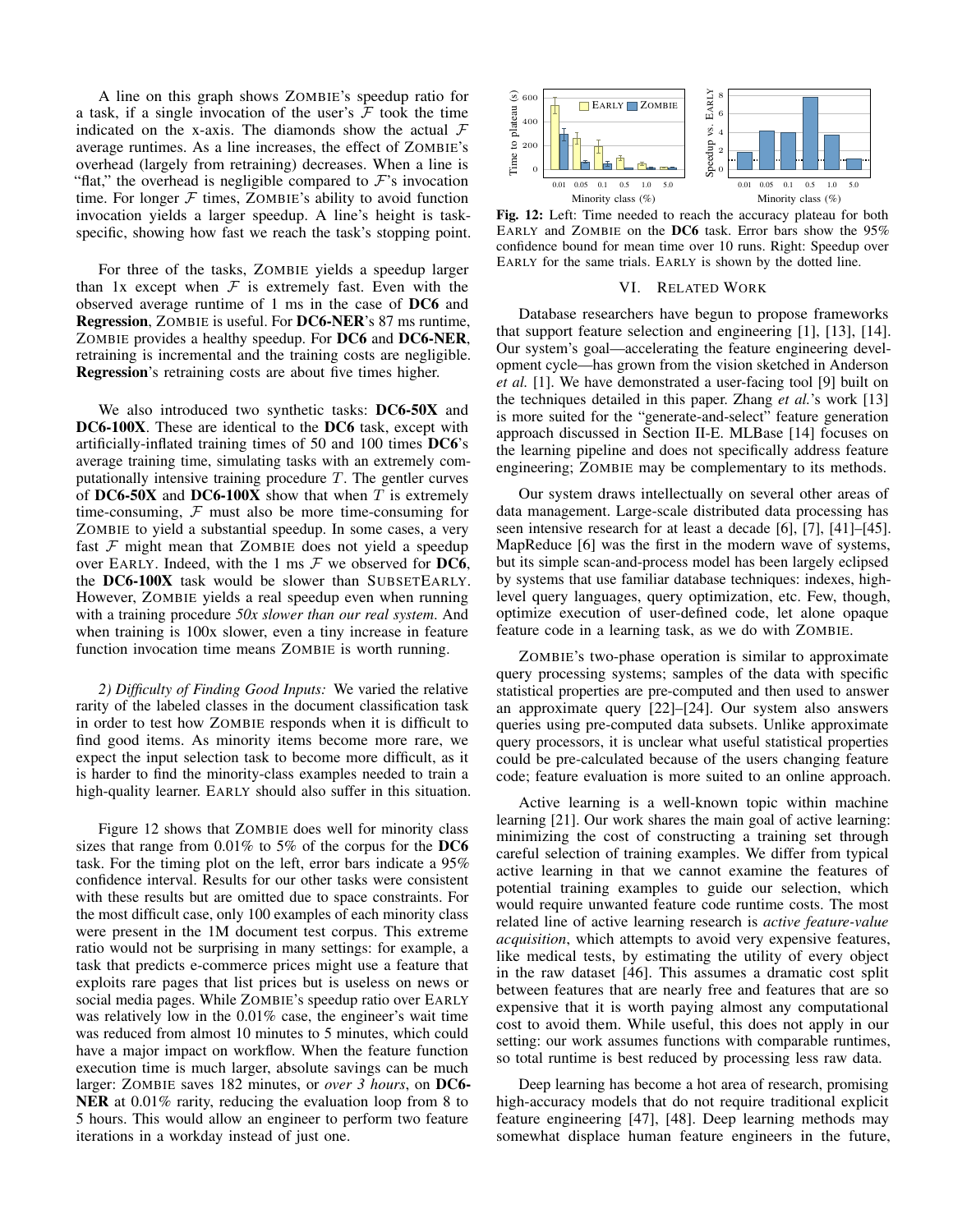A line on this graph shows ZOMBIE's speedup ratio for a task, if a single invocation of the user's $\mathcal{F}$ took the time indicated on the x-axis. The diamonds show the actual $\mathcal{F}$ average runtimes. As a line increases, the effect of ZOMBIE's overhead (largely from retraining) decreases. When a line is "flat," the overhead is negligible compared to $\mathcal{F}$'s invocation time. For longer $\mathcal{F}$ times, ZOMBIE's ability to avoid function invocation yields a larger speedup. A line's height is task-specific, showing how fast we reach the task's stopping point.

For three of the tasks, ZOMBIE yields a speedup larger than 1x except when $\mathcal{F}$ is extremely fast. Even with the observed average runtime of 1 ms in the case of **DC6** and **Regression**, ZOMBIE is useful. For **DC6-NER**'s 87 ms runtime, ZOMBIE provides a healthy speedup. For **DC6** and **DC6-NER**, retraining is incremental and the training costs are negligible. **Regression**'s retraining costs are about five times higher.

We also introduced two synthetic tasks: **DC6-50X** and **DC6-100X**. These are identical to the **DC6** task, except with artificially-inflated training times of 50 and 100 times **DC6**'s average training time, simulating tasks with an extremely computationally intensive training procedure $T$. The gentler curves of **DC6-50X** and **DC6-100X** show that when $T$ is extremely time-consuming, $\mathcal{F}$ must also be more time-consuming for ZOMBIE to yield a substantial speedup. In some cases, a very fast $\mathcal{F}$ might mean that ZOMBIE does not yield a speedup over EARLY. Indeed, with the 1 ms $\mathcal{F}$ we observed for **DC6**, the **DC6-100X** task would be slower than SUBSETEARLY. However, ZOMBIE yields a real speedup even when running with a training procedure *50x slower than our real system*. And when training is 100x slower, even a tiny increase in feature function invocation time means ZOMBIE is worth running.

*2) Difficulty of Finding Good Inputs:* We varied the relative rarity of the labeled classes in the document classification task in order to test how ZOMBIE responds when it is difficult to find good items. As minority items become more rare, we expect the input selection task to become more difficult, as it is harder to find the minority-class examples needed to train a high-quality learner. EARLY should also suffer in this situation.

Figure 12 shows that ZOMBIE does well for minority class sizes that range from 0.01% to 5% of the corpus for the **DC6** task. For the timing plot on the left, error bars indicate a 95% confidence interval. Results for our other tasks were consistent with these results but are omitted due to space constraints. For the most difficult case, only 100 examples of each minority class were present in the 1M document test corpus. This extreme ratio would not be surprising in many settings: for example, a task that predicts e-commerce prices might use a feature that exploits rare pages that list prices but is useless on news or social media pages. While ZOMBIE's speedup ratio over EARLY was relatively low in the 0.01% case, the engineer's wait time was reduced from almost 10 minutes to 5 minutes, which could have a major impact on workflow. When the feature function execution time is much larger, absolute savings can be much larger: ZOMBIE saves 182 minutes, or *over 3 hours*, on **DC6-NER** at 0.01% rarity, reducing the evaluation loop from 8 to 5 hours. This would allow an engineer to perform two feature iterations in a workday instead of just one.

**Fig. 12:** Left: Time needed to reach the accuracy plateau for both EARLY and ZOMBIE on the **DC6** task. Error bars show the 95% confidence bound for mean time over 10 runs. Right: Speedup over EARLY for the same trials. EARLY is shown by the dotted line.

## VI. RELATED WORK

Database researchers have begun to propose frameworks that support feature selection and engineering [1], [13], [14]. Our system's goal—accelerating the feature engineering development cycle—has grown from the vision sketched in Anderson *et al.* [1]. We have demonstrated a user-facing tool [9] built on the techniques detailed in this paper. Zhang *et al.*'s work [13] is more suited for the "generate-and-select" feature generation approach discussed in Section II-E. MLBase [14] focuses on the learning pipeline and does not specifically address feature engineering; ZOMBIE may be complementary to its methods.

Our system draws intellectually on several other areas of data management. Large-scale distributed data processing has seen intensive research for at least a decade [6], [7], [41]–[45]. MapReduce [6] was the first in the modern wave of systems, but its simple scan-and-process model has been largely eclipsed by systems that use familiar database techniques: indexes, high-level query languages, query optimization, etc. Few, though, optimize execution of user-defined code, let alone opaque feature code in a learning task, as we do with ZOMBIE.

ZOMBIE's two-phase operation is similar to approximate query processing systems; samples of the data with specific statistical properties are pre-computed and then used to answer an approximate query [22]–[24]. Our system also answers queries using pre-computed data subsets. Unlike approximate query processors, it is unclear what useful statistical properties could be pre-calculated because of the users changing feature code; feature evaluation is more suited to an online approach.

Active learning is a well-known topic within machine learning [21]. Our work shares the main goal of active learning: minimizing the cost of constructing a training set through careful selection of training examples. We differ from typical active learning in that we cannot examine the features of potential training examples to guide our selection, which would require unwanted feature code runtime costs. The most related line of active learning research is *active feature-value acquisition*, which attempts to avoid very expensive features, like medical tests, by estimating the utility of every object in the raw dataset [46]. This assumes a dramatic cost split between features that are nearly free and features that are so expensive that it is worth paying almost any computational cost to avoid them. While useful, this does not apply in our setting: our work assumes functions with comparable runtimes, so total runtime is best reduced by processing less raw data.

Deep learning has become a hot area of research, promising high-accuracy models that do not require traditional explicit feature engineering [47], [48]. Deep learning methods may somewhat displace human feature engineers in the future,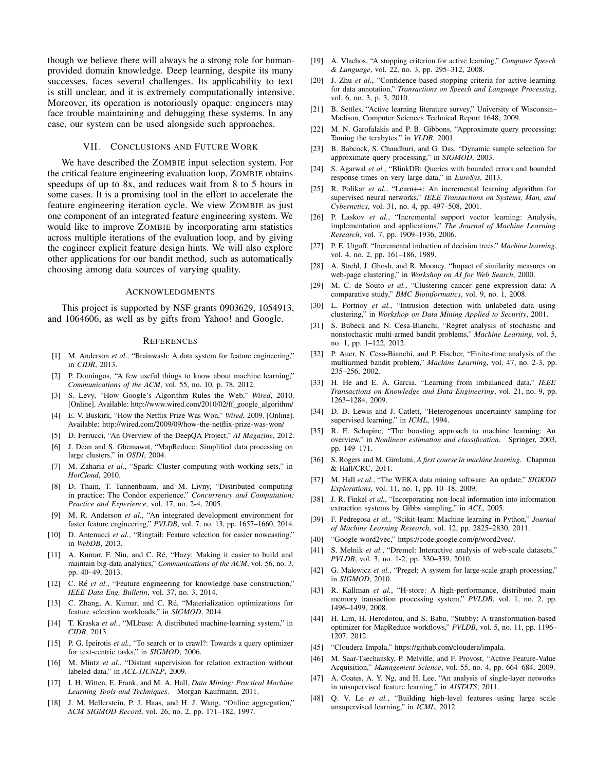though we believe there will always be a strong role for human-provided domain knowledge. Deep learning, despite its many successes, faces several challenges. Its applicability to text is still unclear, and it is extremely computationally intensive. Moreover, its operation is notoriously opaque: engineers may face trouble maintaining and debugging these systems. In any case, our system can be used alongside such approaches.

## VII. Conclusions and Future Work

We have described the ZOMBIE input selection system. For the critical feature engineering evaluation loop, ZOMBIE obtains speedups of up to 8x, and reduces wait from 8 to 5 hours in some cases. It is a promising tool in the effort to accelerate the feature engineering iteration cycle. We view ZOMBIE as just one component of an integrated feature engineering system. We would like to improve ZOMBIE by incorporating arm statistics across multiple iterations of the evaluation loop, and by giving the engineer explicit feature design hints. We will also explore other applications for our bandit method, such as automatically choosing among data sources of varying quality.

## Acknowledgments

This project is supported by NSF grants 0903629, 1054913, and 1064606, as well as by gifts from Yahoo! and Google.

## References

[1] M. Anderson *et al.*, "Brainwash: A data system for feature engineering," in *CIDR*, 2013.

[2] P. Domingos, "A few useful things to know about machine learning," *Communications of the ACM*, vol. 55, no. 10, p. 78, 2012.

[3] S. Levy, "How Google's Algorithm Rules the Web," *Wired*, 2010. [Online]. Available: http://www.wired.com/2010/02/ff_google_algorithm/

[4] E. V. Buskirk, "How the Netflix Prize Was Won," *Wired*, 2009. [Online]. Available: http://wired.com/2009/09/how-the-netflix-prize-was-won/

[5] D. Ferrucci, "An Overview of the DeepQA Project," *AI Magazine*, 2012.

[6] J. Dean and S. Ghemawat, "MapReduce: Simplified data processing on large clusters," in *OSDI*, 2004.

[7] M. Zaharia *et al.*, "Spark: Cluster computing with working sets," in *HotCloud*, 2010.

[8] D. Thain, T. Tannenbaum, and M. Livny, "Distributed computing in practice: The Condor experience." *Concurrency and Computation: Practice and Experience*, vol. 17, no. 2-4, 2005.

[9] M. R. Anderson *et al.*, "An integrated development environment for faster feature engineering," *PVLDB*, vol. 7, no. 13, pp. 1657–1660, 2014.

[10] D. Antenucci *et al.*, "Ringtail: Feature selection for easier nowcasting." in *WebDB*, 2013.

[11] A. Kumar, F. Niu, and C. Ré, "Hazy: Making it easier to build and maintain big-data analytics," *Communications of the ACM*, vol. 56, no. 3, pp. 40–49, 2013.

[12] C. Ré *et al.*, "Feature engineering for knowledge base construction," *IEEE Data Eng. Bulletin*, vol. 37, no. 3, 2014.

[13] C. Zhang, A. Kumar, and C. Ré, "Materialization optimizations for feature selection workloads," in *SIGMOD*, 2014.

[14] T. Kraska *et al.*, "MLbase: A distributed machine-learning system," in *CIDR*, 2013.

[15] P. G. Ipeirotis *et al.*, "To search or to crawl?: Towards a query optimizer for text-centric tasks," in *SIGMOD*, 2006.

[16] M. Mintz *et al.*, "Distant supervision for relation extraction without labeled data," in *ACL-IJCNLP*, 2009.

[17] I. H. Witten, E. Frank, and M. A. Hall, *Data Mining: Practical Machine Learning Tools and Techniques*. Morgan Kaufmann, 2011.

[18] J. M. Hellerstein, P. J. Haas, and H. J. Wang, "Online aggregation," *ACM SIGMOD Record*, vol. 26, no. 2, pp. 171–182, 1997.

[19] A. Vlachos, "A stopping criterion for active learning," *Computer Speech & Language*, vol. 22, no. 3, pp. 295–312, 2008.

[20] J. Zhu *et al.*, "Confidence-based stopping criteria for active learning for data annotation," *Transactions on Speech and Language Processing*, vol. 6, no. 3, p. 3, 2010.

[21] B. Settles, "Active learning literature survey," University of Wisconsin–Madison, Computer Sciences Technical Report 1648, 2009.

[22] M. N. Garofalakis and P. B. Gibbons, "Approximate query processing: Taming the terabytes." in *VLDB*, 2001.

[23] B. Babcock, S. Chaudhuri, and G. Das, "Dynamic sample selection for approximate query processing," in *SIGMOD*, 2003.

[24] S. Agarwal *et al.*, "BlinkDB: Queries with bounded errors and bounded response times on very large data," in *EuroSys*, 2013.

[25] R. Polikar *et al.*, "Learn++: An incremental learning algorithm for supervised neural networks," *IEEE Transactions on Systems, Man, and Cybernetics*, vol. 31, no. 4, pp. 497–508, 2001.

[26] P. Laskov *et al.*, "Incremental support vector learning: Analysis, implementation and applications," *The Journal of Machine Learning Research*, vol. 7, pp. 1909–1936, 2006.

[27] P. E. Utgoff, "Incremental induction of decision trees," *Machine learning*, vol. 4, no. 2, pp. 161–186, 1989.

[28] A. Strehl, J. Ghosh, and R. Mooney, "Impact of similarity measures on web-page clustering," in *Workshop on AI for Web Search*, 2000.

[29] M. C. de Souto *et al.*, "Clustering cancer gene expression data: A comparative study," *BMC Bioinformatics*, vol. 9, no. 1, 2008.

[30] L. Portnoy *et al.*, "Intrusion detection with unlabeled data using clustering," in *Workshop on Data Mining Applied to Security*, 2001.

[31] S. Bubeck and N. Cesa-Bianchi, "Regret analysis of stochastic and nonstochastic multi-armed bandit problems," *Machine Learning*, vol. 5, no. 1, pp. 1–122, 2012.

[32] P. Auer, N. Cesa-Bianchi, and P. Fischer, "Finite-time analysis of the multiarmed bandit problem," *Machine Learning*, vol. 47, no. 2-3, pp. 235–256, 2002.

[33] H. He and E. A. Garcia, "Learning from imbalanced data," *IEEE Transactions on Knowledge and Data Engineering*, vol. 21, no. 9, pp. 1263–1284, 2009.

[34] D. D. Lewis and J. Catlett, "Heterogenous uncertainty sampling for supervised learning." in *ICML*, 1994.

[35] R. E. Schapire, "The boosting approach to machine learning: An overview," in *Nonlinear estimation and classification*. Springer, 2003, pp. 149–171.

[36] S. Rogers and M. Girolami, *A first course in machine learning*. Chapman & Hall/CRC, 2011.

[37] M. Hall *et al.*, "The WEKA data mining software: An update," *SIGKDD Explorations*, vol. 11, no. 1, pp. 10–18, 2009.

[38] J. R. Finkel *et al.*, "Incorporating non-local information into information extraction systems by Gibbs sampling," in *ACL*, 2005.

[39] F. Pedregosa *et al.*, "Scikit-learn: Machine learning in Python," *Journal of Machine Learning Research*, vol. 12, pp. 2825–2830, 2011.

[40] "Google word2vec," https://code.google.com/p/word2vec/.

[41] S. Melnik *et al.*, "Dremel: Interactive analysis of web-scale datasets," *PVLDB*, vol. 3, no. 1-2, pp. 330–339, 2010.

[42] G. Malewicz *et al.*, "Pregel: A system for large-scale graph processing," in *SIGMOD*, 2010.

[43] R. Kallman *et al.*, "H-store: A high-performance, distributed main memory transaction processing system," *PVLDB*, vol. 1, no. 2, pp. 1496–1499, 2008.

[44] H. Lim, H. Herodotou, and S. Babu, "Stubby: A transformation-based optimizer for MapReduce workflows," *PVLDB*, vol. 5, no. 11, pp. 1196–1207, 2012.

[45] "Cloudera Impala," https://github.com/cloudera/impala.

[46] M. Saar-Tsechansky, P. Melville, and F. Provost, "Active Feature-Value Acquisition," *Management Science*, vol. 55, no. 4, pp. 664–684, 2009.

[47] A. Coates, A. Y. Ng, and H. Lee, "An analysis of single-layer networks in unsupervised feature learning," in *AISTATS*, 2011.

[48] Q. V. Le *et al.*, "Building high-level features using large scale unsupervised learning," in *ICML*, 2012.